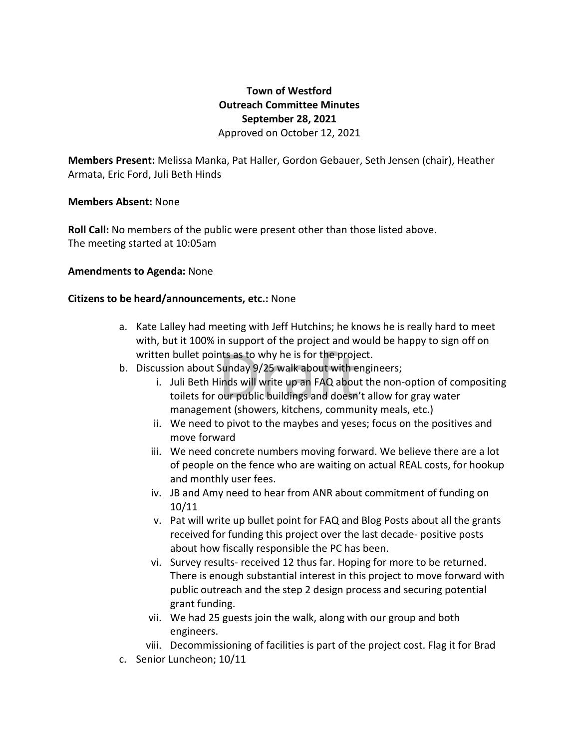**Town of Westford**
**Outreach Committee Minutes**
**September 28, 2021**
Approved on October 12, 2021

**Members Present:** Melissa Manka, Pat Haller, Gordon Gebauer, Seth Jensen (chair), Heather Armata, Eric Ford, Juli Beth Hinds

**Members Absent:** None

**Roll Call:** No members of the public were present other than those listed above.
The meeting started at 10:05am

**Amendments to Agenda:** None

**Citizens to be heard/announcements, etc.:** None

a. Kate Lalley had meeting with Jeff Hutchins; he knows he is really hard to meet with, but it 100% in support of the project and would be happy to sign off on written bullet points as to why he is for the project.
b. Discussion about Sunday 9/25 walk about with engineers;
    i. Juli Beth Hinds will write up an FAQ about the non-option of compositing toilets for our public buildings and doesn't allow for gray water management (showers, kitchens, community meals, etc.)
    ii. We need to pivot to the maybes and yeses; focus on the positives and move forward
    iii. We need concrete numbers moving forward. We believe there are a lot of people on the fence who are waiting on actual REAL costs, for hookup and monthly user fees.
    iv. JB and Amy need to hear from ANR about commitment of funding on 10/11
    v. Pat will write up bullet point for FAQ and Blog Posts about all the grants received for funding this project over the last decade- positive posts about how fiscally responsible the PC has been.
    vi. Survey results- received 12 thus far. Hoping for more to be returned. There is enough substantial interest in this project to move forward with public outreach and the step 2 design process and securing potential grant funding.
    vii. We had 25 guests join the walk, along with our group and both engineers.
    viii. Decommissioning of facilities is part of the project cost. Flag it for Brad
c. Senior Luncheon; 10/11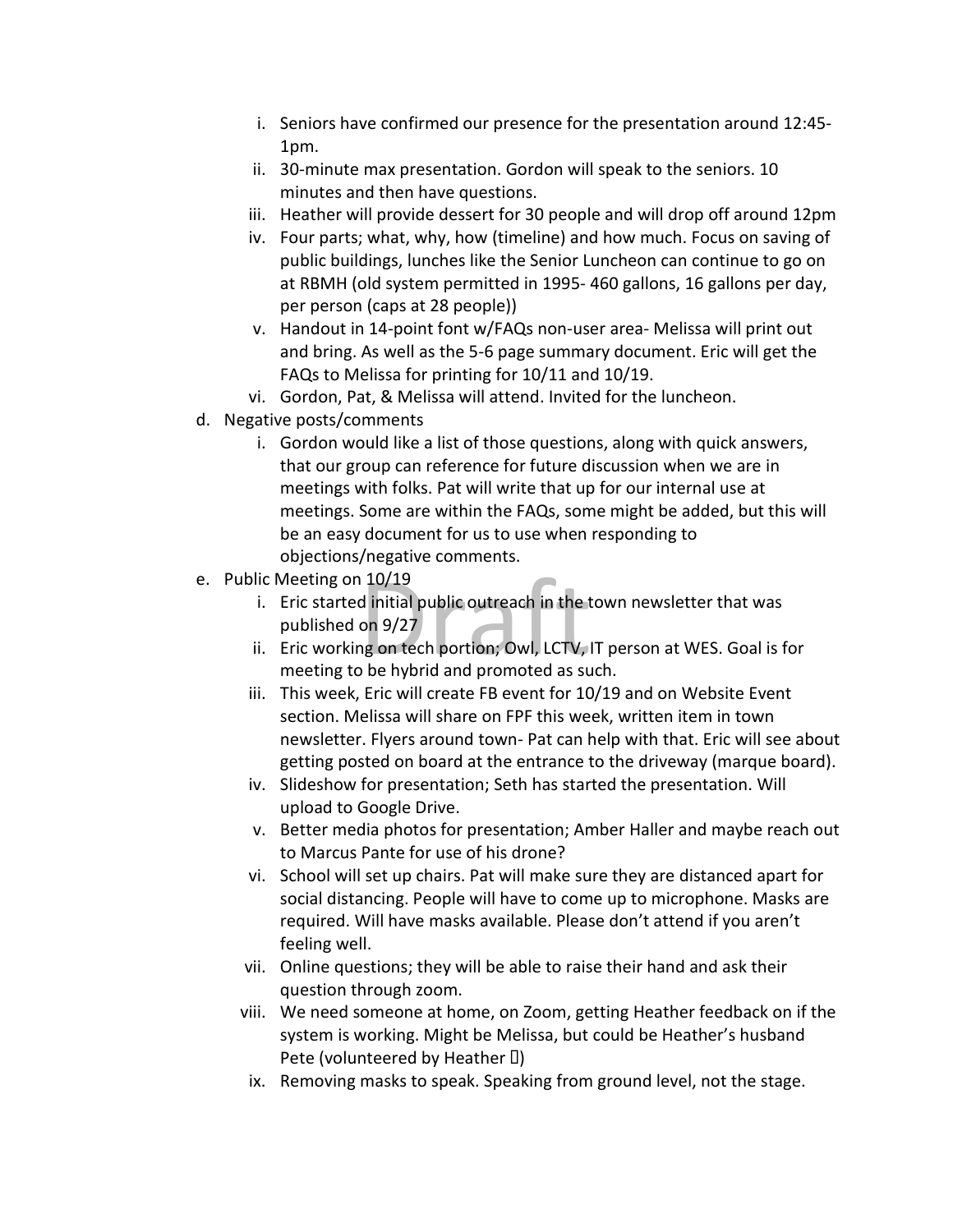i. Seniors have confirmed our presence for the presentation around 12:45-1pm.
   ii. 30-minute max presentation. Gordon will speak to the seniors. 10 minutes and then have questions.
   iii. Heather will provide dessert for 30 people and will drop off around 12pm
   iv. Four parts; what, why, how (timeline) and how much. Focus on saving of public buildings, lunches like the Senior Luncheon can continue to go on at RBMH (old system permitted in 1995- 460 gallons, 16 gallons per day, per person (caps at 28 people))
   v. Handout in 14-point font w/FAQs non-user area- Melissa will print out and bring. As well as the 5-6 page summary document. Eric will get the FAQs to Melissa for printing for 10/11 and 10/19.
   vi. Gordon, Pat, & Melissa will attend. Invited for the luncheon.

d. Negative posts/comments
   i. Gordon would like a list of those questions, along with quick answers, that our group can reference for future discussion when we are in meetings with folks. Pat will write that up for our internal use at meetings. Some are within the FAQs, some might be added, but this will be an easy document for us to use when responding to objections/negative comments.

e. Public Meeting on 10/19
   i. Eric started initial public outreach in the town newsletter that was published on 9/27
   ii. Eric working on tech portion; Owl, LCTV, IT person at WES. Goal is for meeting to be hybrid and promoted as such.
   iii. This week, Eric will create FB event for 10/19 and on Website Event section. Melissa will share on FPF this week, written item in town newsletter. Flyers around town- Pat can help with that. Eric will see about getting posted on board at the entrance to the driveway (marque board).
   iv. Slideshow for presentation; Seth has started the presentation. Will upload to Google Drive.
   v. Better media photos for presentation; Amber Haller and maybe reach out to Marcus Pante for use of his drone?
   vi. School will set up chairs. Pat will make sure they are distanced apart for social distancing. People will have to come up to microphone. Masks are required. Will have masks available. Please don't attend if you aren't feeling well.
   vii. Online questions; they will be able to raise their hand and ask their question through zoom.
   viii. We need someone at home, on Zoom, getting Heather feedback on if the system is working. Might be Melissa, but could be Heather's husband Pete (volunteered by Heather ☺)
   ix. Removing masks to speak. Speaking from ground level, not the stage.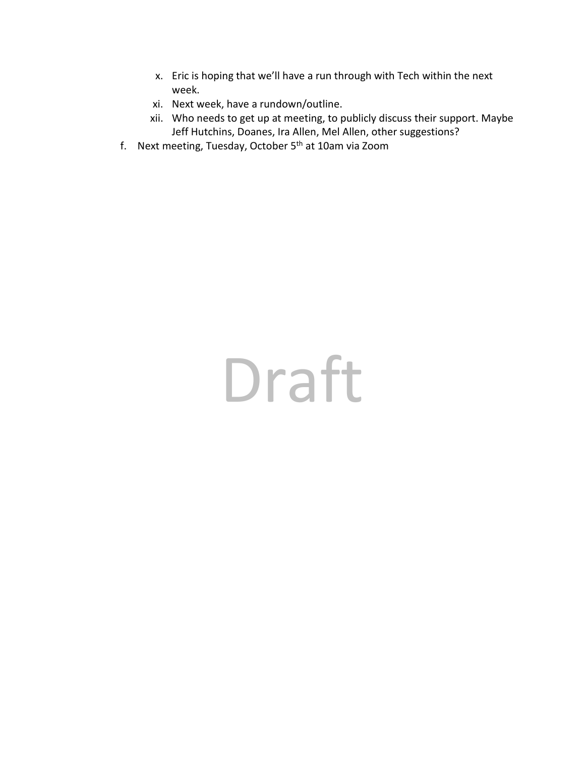x. Eric is hoping that we'll have a run through with Tech within the next week.
   xi. Next week, have a rundown/outline.
   xii. Who needs to get up at meeting, to publicly discuss their support. Maybe Jeff Hutchins, Doanes, Ira Allen, Mel Allen, other suggestions?

f. Next meeting, Tuesday, October 5th at 10am via Zoom

Draft